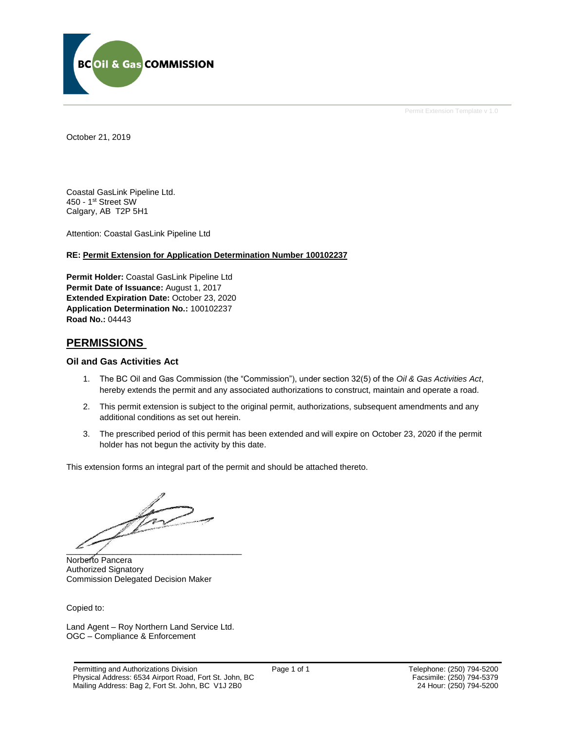BC Oil & Gas COMMISSION

Permit Extension Template v 1.0

October 21, 2019

Coastal GasLink Pipeline Ltd.
450 - 1st Street SW
Calgary, AB T2P 5H1

Attention: Coastal GasLink Pipeline Ltd

**RE: Permit Extension for Application Determination Number 100102237**

**Permit Holder:** Coastal GasLink Pipeline Ltd
**Permit Date of Issuance:** August 1, 2017
**Extended Expiration Date:** October 23, 2020
**Application Determination No.:** 100102237
**Road No.:** 04443

## PERMISSIONS

### Oil and Gas Activities Act

1. The BC Oil and Gas Commission (the "Commission"), under section 32(5) of the *Oil & Gas Activities Act*, hereby extends the permit and any associated authorizations to construct, maintain and operate a road.
2. This permit extension is subject to the original permit, authorizations, subsequent amendments and any additional conditions as set out herein.
3. The prescribed period of this permit has been extended and will expire on October 23, 2020 if the permit holder has not begun the activity by this date.

This extension forms an integral part of the permit and should be attached thereto.

Norberto Pancera
Authorized Signatory
Commission Delegated Decision Maker

Copied to:

Land Agent – Roy Northern Land Service Ltd.
OGC – Compliance & Enforcement

Permitting and Authorizations Division
Physical Address: 6534 Airport Road, Fort St. John, BC
Mailing Address: Bag 2, Fort St. John, BC V1J 2B0

Telephone: (250) 794-5200
Facsimile: (250) 794-5379
24 Hour: (250) 794-5200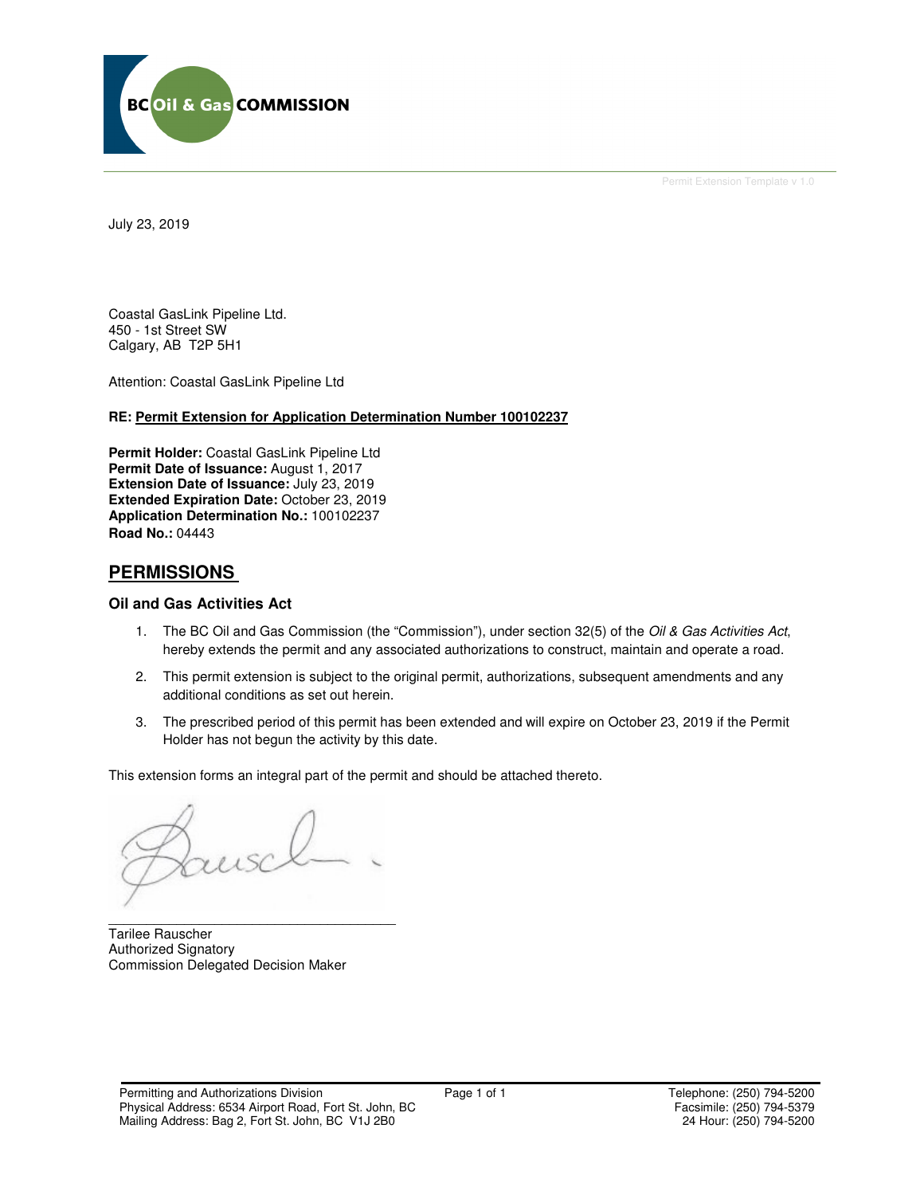Permit Extension Template v 1.0

July 23, 2019

Coastal GasLink Pipeline Ltd.
450 - 1st Street SW
Calgary, AB T2P 5H1

Attention: Coastal GasLink Pipeline Ltd

**RE: Permit Extension for Application Determination Number 100102237**

**Permit Holder:** Coastal GasLink Pipeline Ltd
**Permit Date of Issuance:** August 1, 2017
**Extension Date of Issuance:** July 23, 2019
**Extended Expiration Date:** October 23, 2019
**Application Determination No.:** 100102237
**Road No.:** 04443

## PERMISSIONS

### Oil and Gas Activities Act

1. The BC Oil and Gas Commission (the "Commission"), under section 32(5) of the *Oil & Gas Activities Act*, hereby extends the permit and any associated authorizations to construct, maintain and operate a road.
2. This permit extension is subject to the original permit, authorizations, subsequent amendments and any additional conditions as set out herein.
3. The prescribed period of this permit has been extended and will expire on October 23, 2019 if the Permit Holder has not begun the activity by this date.

This extension forms an integral part of the permit and should be attached thereto.

Tarilee Rauscher
Authorized Signatory
Commission Delegated Decision Maker

Permitting and Authorizations Division
Physical Address: 6534 Airport Road, Fort St. John, BC
Mailing Address: Bag 2, Fort St. John, BC V1J 2B0

Telephone: (250) 794-5200
Facsimile: (250) 794-5379
24 Hour: (250) 794-5200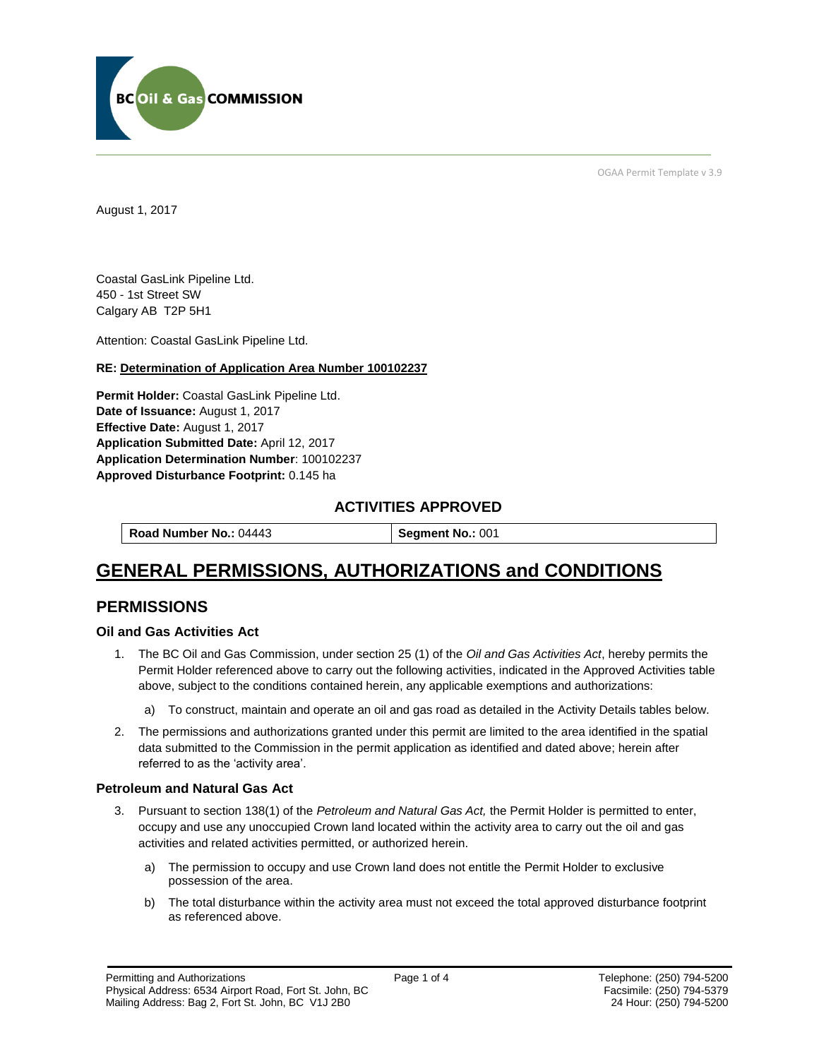OGAA Permit Template v 3.9

August 1, 2017

Coastal GasLink Pipeline Ltd.
450 - 1st Street SW
Calgary AB T2P 5H1

Attention: Coastal GasLink Pipeline Ltd.

**RE: Determination of Application Area Number 100102237**

**Permit Holder:** Coastal GasLink Pipeline Ltd.
**Date of Issuance:** August 1, 2017
**Effective Date:** August 1, 2017
**Application Submitted Date:** April 12, 2017
**Application Determination Number**: 100102237
**Approved Disturbance Footprint:** 0.145 ha

### ACTIVITIES APPROVED

| **Road Number No.:** 04443 | **Segment No.:** 001 |
|---|---|

# GENERAL PERMISSIONS, AUTHORIZATIONS and CONDITIONS

## PERMISSIONS

### Oil and Gas Activities Act

1. The BC Oil and Gas Commission, under section 25 (1) of the *Oil and Gas Activities Act*, hereby permits the Permit Holder referenced above to carry out the following activities, indicated in the Approved Activities table above, subject to the conditions contained herein, any applicable exemptions and authorizations:

   a) To construct, maintain and operate an oil and gas road as detailed in the Activity Details tables below.

2. The permissions and authorizations granted under this permit are limited to the area identified in the spatial data submitted to the Commission in the permit application as identified and dated above; herein after referred to as the 'activity area'.

### Petroleum and Natural Gas Act

3. Pursuant to section 138(1) of the *Petroleum and Natural Gas Act,* the Permit Holder is permitted to enter, occupy and use any unoccupied Crown land located within the activity area to carry out the oil and gas activities and related activities permitted, or authorized herein.

   a) The permission to occupy and use Crown land does not entitle the Permit Holder to exclusive possession of the area.

   b) The total disturbance within the activity area must not exceed the total approved disturbance footprint as referenced above.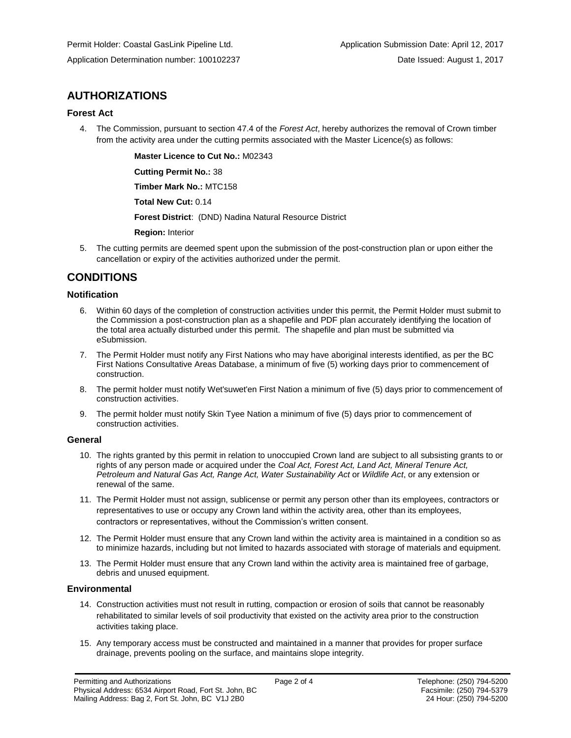Permit Holder: Coastal GasLink Pipeline Ltd.
Application Submission Date: April 12, 2017
Application Determination number: 100102237
Date Issued: August 1, 2017

## AUTHORIZATIONS

### Forest Act

4. The Commission, pursuant to section 47.4 of the *Forest Act*, hereby authorizes the removal of Crown timber from the activity area under the cutting permits associated with the Master Licence(s) as follows:

   **Master Licence to Cut No.:** M02343

   **Cutting Permit No.:** 38

   **Timber Mark No.:** MTC158

   **Total New Cut:** 0.14

   **Forest District**: (DND) Nadina Natural Resource District

   **Region:** Interior

5. The cutting permits are deemed spent upon the submission of the post-construction plan or upon either the cancellation or expiry of the activities authorized under the permit.

## CONDITIONS

### Notification

6. Within 60 days of the completion of construction activities under this permit, the Permit Holder must submit to the Commission a post-construction plan as a shapefile and PDF plan accurately identifying the location of the total area actually disturbed under this permit. The shapefile and plan must be submitted via eSubmission.
7. The Permit Holder must notify any First Nations who may have aboriginal interests identified, as per the BC First Nations Consultative Areas Database, a minimum of five (5) working days prior to commencement of construction.
8. The permit holder must notify Wet'suwet'en First Nation a minimum of five (5) days prior to commencement of construction activities.
9. The permit holder must notify Skin Tyee Nation a minimum of five (5) days prior to commencement of construction activities.

### General

10. The rights granted by this permit in relation to unoccupied Crown land are subject to all subsisting grants to or rights of any person made or acquired under the *Coal Act, Forest Act, Land Act, Mineral Tenure Act, Petroleum and Natural Gas Act, Range Act, Water Sustainability Act* or *Wildlife Act*, or any extension or renewal of the same.
11. The Permit Holder must not assign, sublicense or permit any person other than its employees, contractors or representatives to use or occupy any Crown land within the activity area, other than its employees, contractors or representatives, without the Commission's written consent.
12. The Permit Holder must ensure that any Crown land within the activity area is maintained in a condition so as to minimize hazards, including but not limited to hazards associated with storage of materials and equipment.
13. The Permit Holder must ensure that any Crown land within the activity area is maintained free of garbage, debris and unused equipment.

### Environmental

14. Construction activities must not result in rutting, compaction or erosion of soils that cannot be reasonably rehabilitated to similar levels of soil productivity that existed on the activity area prior to the construction activities taking place.
15. Any temporary access must be constructed and maintained in a manner that provides for proper surface drainage, prevents pooling on the surface, and maintains slope integrity.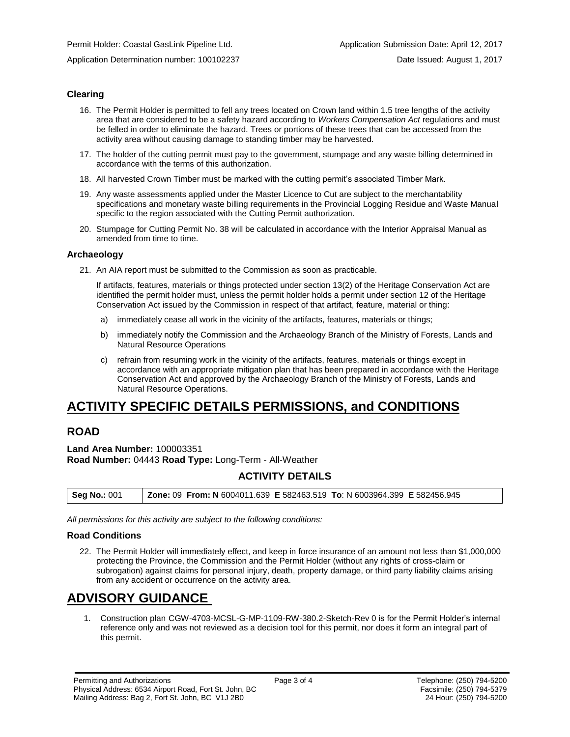### Clearing

16. The Permit Holder is permitted to fell any trees located on Crown land within 1.5 tree lengths of the activity area that are considered to be a safety hazard according to *Workers Compensation Act* regulations and must be felled in order to eliminate the hazard. Trees or portions of these trees that can be accessed from the activity area without causing damage to standing timber may be harvested.
17. The holder of the cutting permit must pay to the government, stumpage and any waste billing determined in accordance with the terms of this authorization.
18. All harvested Crown Timber must be marked with the cutting permit's associated Timber Mark.
19. Any waste assessments applied under the Master Licence to Cut are subject to the merchantability specifications and monetary waste billing requirements in the Provincial Logging Residue and Waste Manual specific to the region associated with the Cutting Permit authorization.
20. Stumpage for Cutting Permit No. 38 will be calculated in accordance with the Interior Appraisal Manual as amended from time to time.

### Archaeology

21. An AIA report must be submitted to the Commission as soon as practicable.

    If artifacts, features, materials or things protected under section 13(2) of the Heritage Conservation Act are identified the permit holder must, unless the permit holder holds a permit under section 12 of the Heritage Conservation Act issued by the Commission in respect of that artifact, feature, material or thing:

    a) immediately cease all work in the vicinity of the artifacts, features, materials or things;
    b) immediately notify the Commission and the Archaeology Branch of the Ministry of Forests, Lands and Natural Resource Operations
    c) refrain from resuming work in the vicinity of the artifacts, features, materials or things except in accordance with an appropriate mitigation plan that has been prepared in accordance with the Heritage Conservation Act and approved by the Archaeology Branch of the Ministry of Forests, Lands and Natural Resource Operations.

# ACTIVITY SPECIFIC DETAILS PERMISSIONS, and CONDITIONS

## ROAD

**Land Area Number:** 100003351
**Road Number:** 04443 **Road Type:** Long-Term - All-Weather

### ACTIVITY DETAILS

| **Seg No.:** 001 | **Zone:** 09 **From: N** 6004011.639 **E** 582463.519 **To**: N 6003964.399 **E** 582456.945 |
|---|---|

*All permissions for this activity are subject to the following conditions:*

### Road Conditions

22. The Permit Holder will immediately effect, and keep in force insurance of an amount not less than $1,000,000 protecting the Province, the Commission and the Permit Holder (without any rights of cross-claim or subrogation) against claims for personal injury, death, property damage, or third party liability claims arising from any accident or occurrence on the activity area.

# ADVISORY GUIDANCE

1. Construction plan CGW-4703-MCSL-G-MP-1109-RW-380.2-Sketch-Rev 0 is for the Permit Holder's internal reference only and was not reviewed as a decision tool for this permit, nor does it form an integral part of this permit.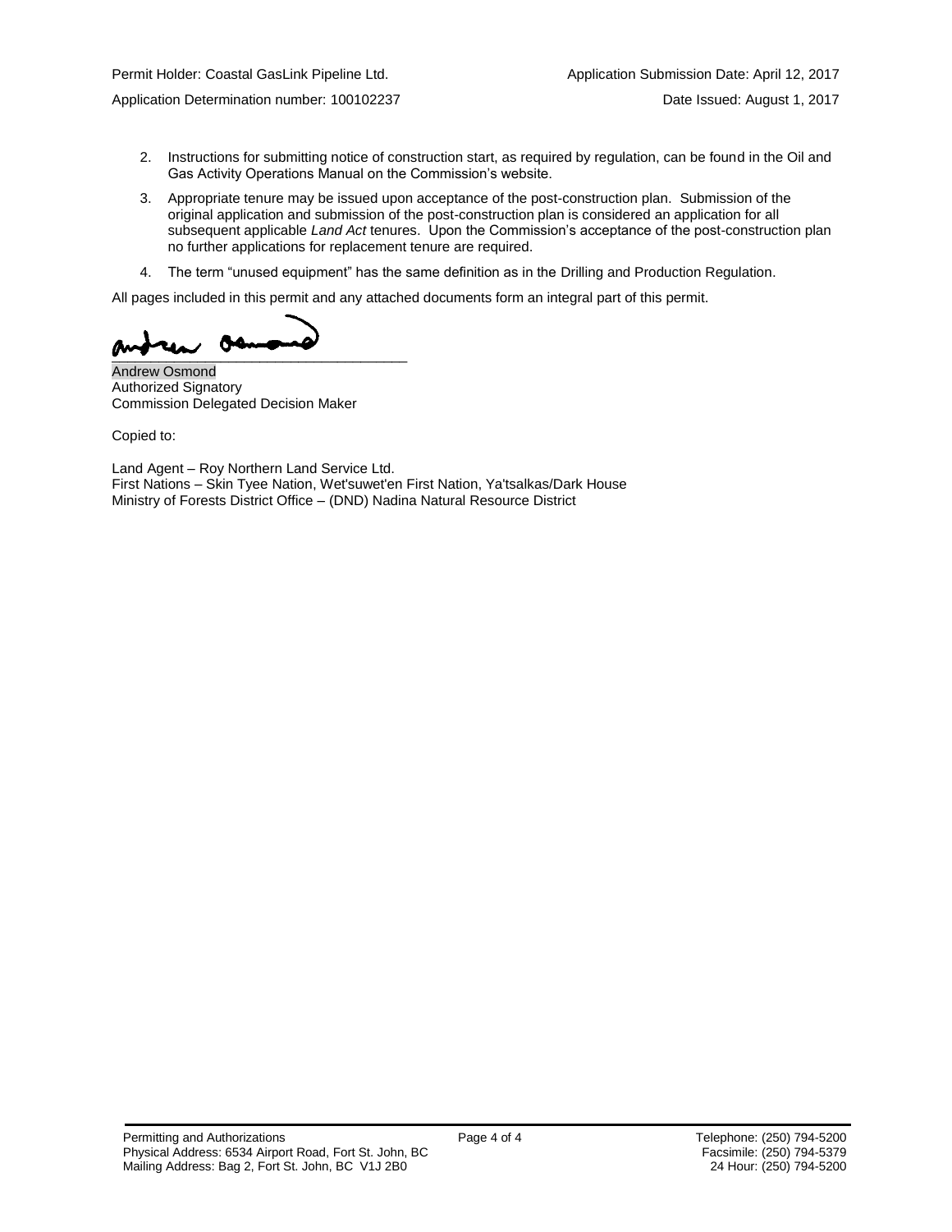2. Instructions for submitting notice of construction start, as required by regulation, can be found in the Oil and Gas Activity Operations Manual on the Commission's website.
3. Appropriate tenure may be issued upon acceptance of the post-construction plan. Submission of the original application and submission of the post-construction plan is considered an application for all subsequent applicable *Land Act* tenures. Upon the Commission's acceptance of the post-construction plan no further applications for replacement tenure are required.
4. The term "unused equipment" has the same definition as in the Drilling and Production Regulation.

All pages included in this permit and any attached documents form an integral part of this permit.

Andrew Osmond
Authorized Signatory
Commission Delegated Decision Maker

Copied to:

Land Agent – Roy Northern Land Service Ltd.
First Nations – Skin Tyee Nation, Wet'suwet'en First Nation, Ya'tsalkas/Dark House
Ministry of Forests District Office – (DND) Nadina Natural Resource District